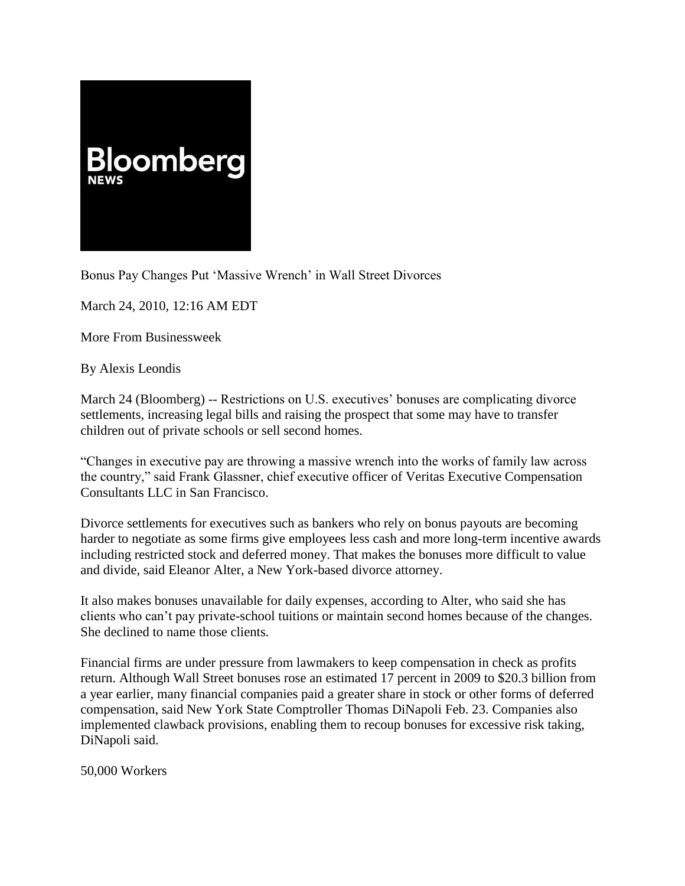Bloomberg
NEWS

# Bonus Pay Changes Put 'Massive Wrench' in Wall Street Divorces

March 24, 2010, 12:16 AM EDT

More From Businessweek

By Alexis Leondis

March 24 (Bloomberg) -- Restrictions on U.S. executives' bonuses are complicating divorce settlements, increasing legal bills and raising the prospect that some may have to transfer children out of private schools or sell second homes.

"Changes in executive pay are throwing a massive wrench into the works of family law across the country," said Frank Glassner, chief executive officer of Veritas Executive Compensation Consultants LLC in San Francisco.

Divorce settlements for executives such as bankers who rely on bonus payouts are becoming harder to negotiate as some firms give employees less cash and more long-term incentive awards including restricted stock and deferred money. That makes the bonuses more difficult to value and divide, said Eleanor Alter, a New York-based divorce attorney.

It also makes bonuses unavailable for daily expenses, according to Alter, who said she has clients who can't pay private-school tuitions or maintain second homes because of the changes. She declined to name those clients.

Financial firms are under pressure from lawmakers to keep compensation in check as profits return. Although Wall Street bonuses rose an estimated 17 percent in 2009 to $20.3 billion from a year earlier, many financial companies paid a greater share in stock or other forms of deferred compensation, said New York State Comptroller Thomas DiNapoli Feb. 23. Companies also implemented clawback provisions, enabling them to recoup bonuses for excessive risk taking, DiNapoli said.

## 50,000 Workers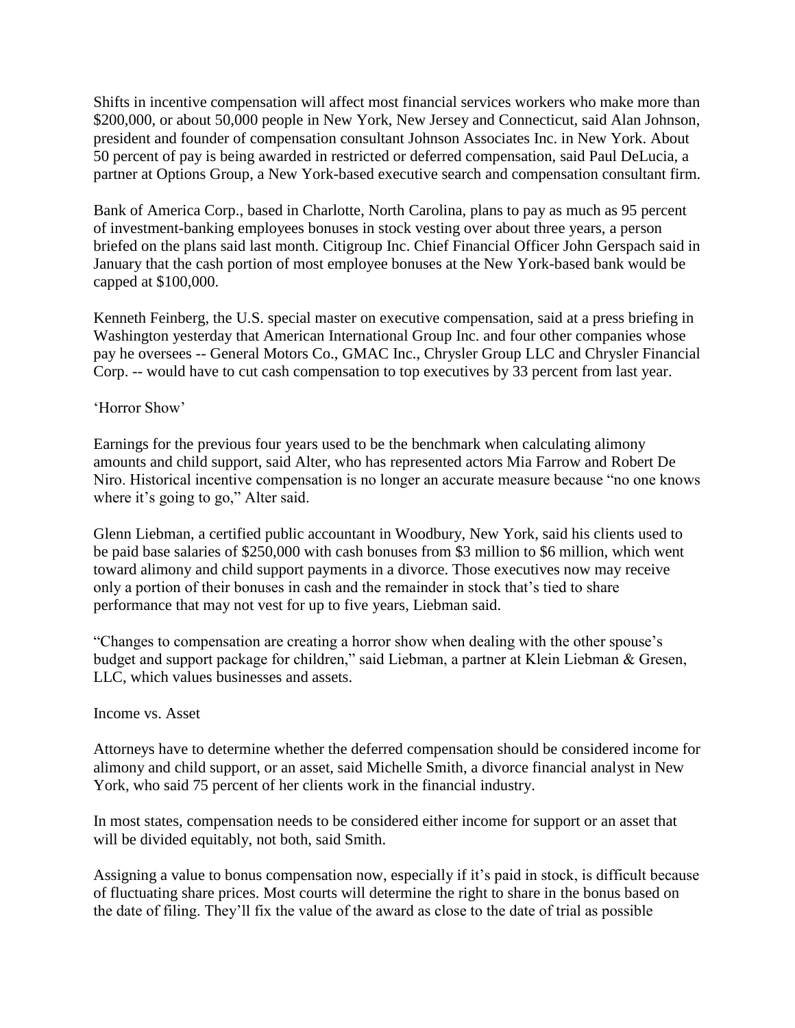Shifts in incentive compensation will affect most financial services workers who make more than $200,000, or about 50,000 people in New York, New Jersey and Connecticut, said Alan Johnson, president and founder of compensation consultant Johnson Associates Inc. in New York. About 50 percent of pay is being awarded in restricted or deferred compensation, said Paul DeLucia, a partner at Options Group, a New York-based executive search and compensation consultant firm.

Bank of America Corp., based in Charlotte, North Carolina, plans to pay as much as 95 percent of investment-banking employees bonuses in stock vesting over about three years, a person briefed on the plans said last month. Citigroup Inc. Chief Financial Officer John Gerspach said in January that the cash portion of most employee bonuses at the New York-based bank would be capped at $100,000.

Kenneth Feinberg, the U.S. special master on executive compensation, said at a press briefing in Washington yesterday that American International Group Inc. and four other companies whose pay he oversees -- General Motors Co., GMAC Inc., Chrysler Group LLC and Chrysler Financial Corp. -- would have to cut cash compensation to top executives by 33 percent from last year.

## 'Horror Show'

Earnings for the previous four years used to be the benchmark when calculating alimony amounts and child support, said Alter, who has represented actors Mia Farrow and Robert De Niro. Historical incentive compensation is no longer an accurate measure because "no one knows where it's going to go," Alter said.

Glenn Liebman, a certified public accountant in Woodbury, New York, said his clients used to be paid base salaries of $250,000 with cash bonuses from $3 million to $6 million, which went toward alimony and child support payments in a divorce. Those executives now may receive only a portion of their bonuses in cash and the remainder in stock that's tied to share performance that may not vest for up to five years, Liebman said.

"Changes to compensation are creating a horror show when dealing with the other spouse's budget and support package for children," said Liebman, a partner at Klein Liebman & Gresen, LLC, which values businesses and assets.

## Income vs. Asset

Attorneys have to determine whether the deferred compensation should be considered income for alimony and child support, or an asset, said Michelle Smith, a divorce financial analyst in New York, who said 75 percent of her clients work in the financial industry.

In most states, compensation needs to be considered either income for support or an asset that will be divided equitably, not both, said Smith.

Assigning a value to bonus compensation now, especially if it's paid in stock, is difficult because of fluctuating share prices. Most courts will determine the right to share in the bonus based on the date of filing. They'll fix the value of the award as close to the date of trial as possible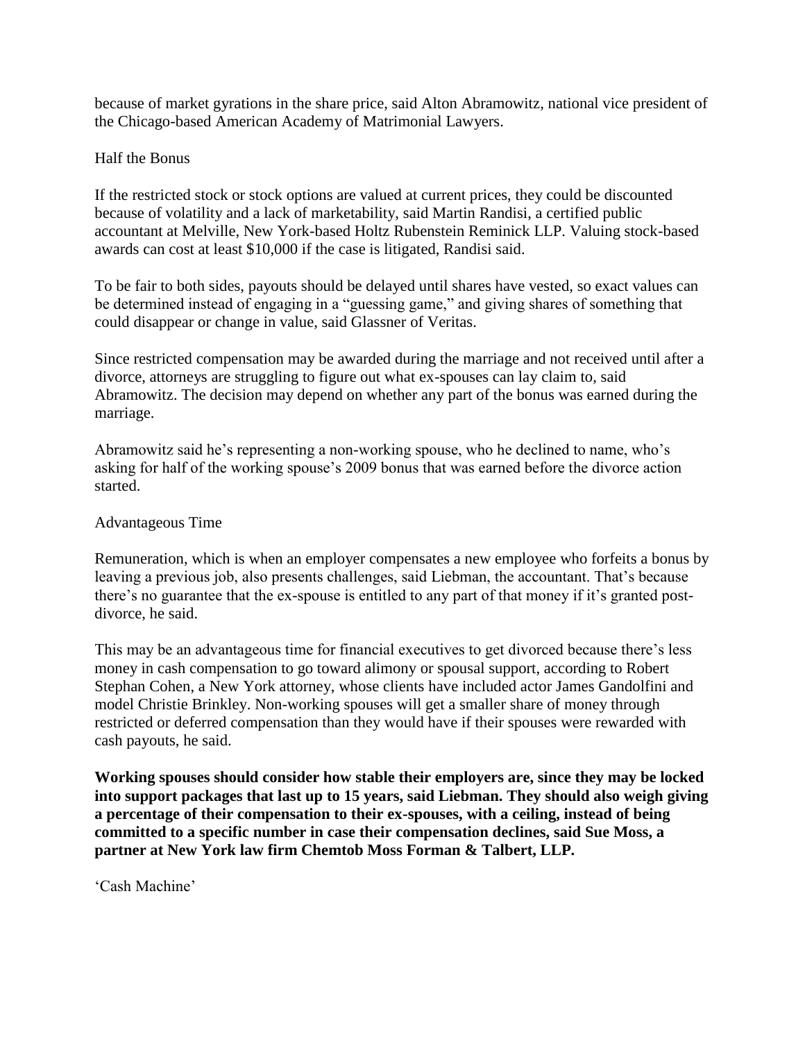because of market gyrations in the share price, said Alton Abramowitz, national vice president of the Chicago-based American Academy of Matrimonial Lawyers.

## Half the Bonus

If the restricted stock or stock options are valued at current prices, they could be discounted because of volatility and a lack of marketability, said Martin Randisi, a certified public accountant at Melville, New York-based Holtz Rubenstein Reminick LLP. Valuing stock-based awards can cost at least $10,000 if the case is litigated, Randisi said.

To be fair to both sides, payouts should be delayed until shares have vested, so exact values can be determined instead of engaging in a "guessing game," and giving shares of something that could disappear or change in value, said Glassner of Veritas.

Since restricted compensation may be awarded during the marriage and not received until after a divorce, attorneys are struggling to figure out what ex-spouses can lay claim to, said Abramowitz. The decision may depend on whether any part of the bonus was earned during the marriage.

Abramowitz said he's representing a non-working spouse, who he declined to name, who's asking for half of the working spouse's 2009 bonus that was earned before the divorce action started.

## Advantageous Time

Remuneration, which is when an employer compensates a new employee who forfeits a bonus by leaving a previous job, also presents challenges, said Liebman, the accountant. That's because there's no guarantee that the ex-spouse is entitled to any part of that money if it's granted post-divorce, he said.

This may be an advantageous time for financial executives to get divorced because there's less money in cash compensation to go toward alimony or spousal support, according to Robert Stephan Cohen, a New York attorney, whose clients have included actor James Gandolfini and model Christie Brinkley. Non-working spouses will get a smaller share of money through restricted or deferred compensation than they would have if their spouses were rewarded with cash payouts, he said.

**Working spouses should consider how stable their employers are, since they may be locked into support packages that last up to 15 years, said Liebman. They should also weigh giving a percentage of their compensation to their ex-spouses, with a ceiling, instead of being committed to a specific number in case their compensation declines, said Sue Moss, a partner at New York law firm Chemtob Moss Forman & Talbert, LLP.**

## 'Cash Machine'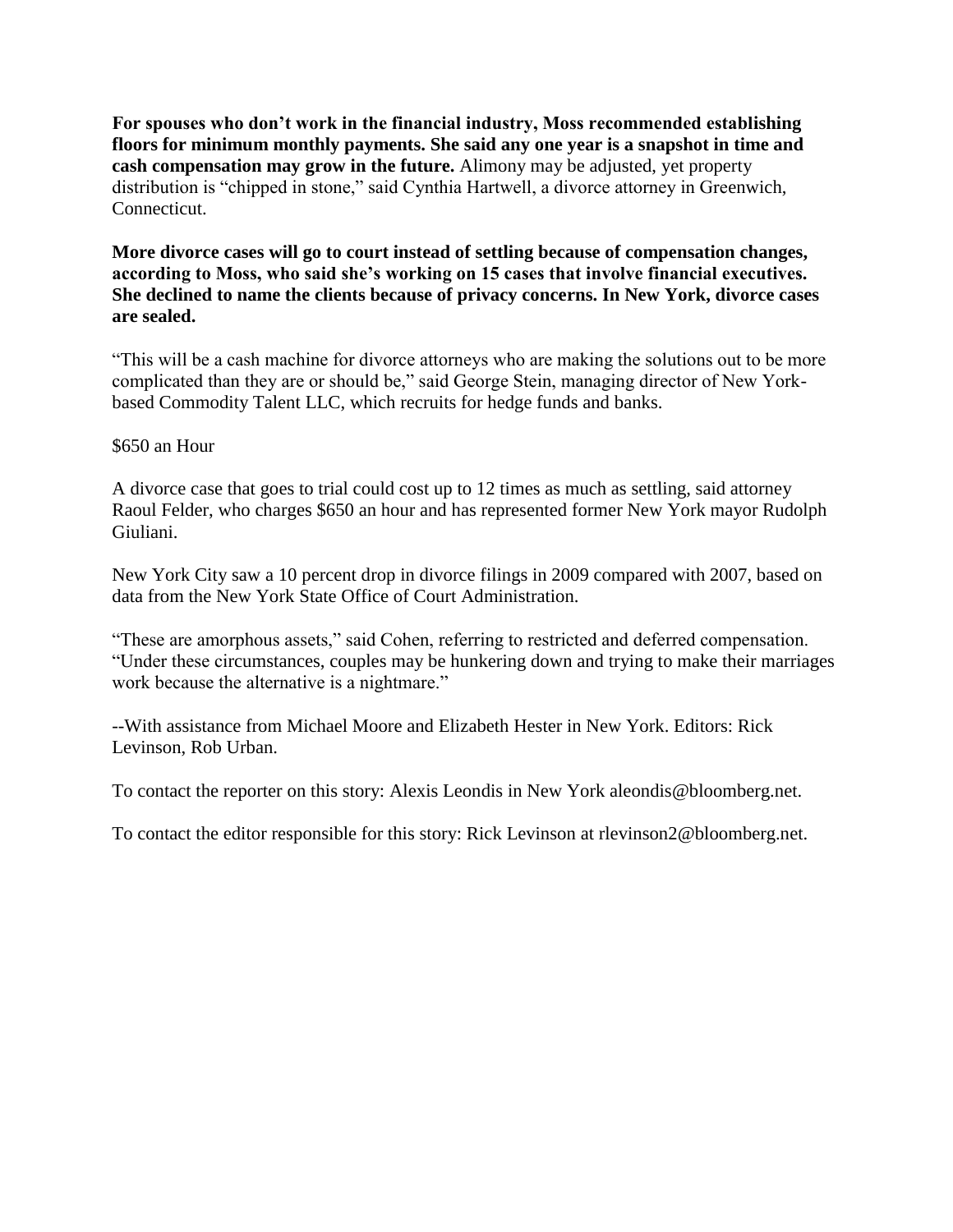**For spouses who don't work in the financial industry, Moss recommended establishing floors for minimum monthly payments. She said any one year is a snapshot in time and cash compensation may grow in the future.** Alimony may be adjusted, yet property distribution is "chipped in stone," said Cynthia Hartwell, a divorce attorney in Greenwich, Connecticut.

**More divorce cases will go to court instead of settling because of compensation changes, according to Moss, who said she's working on 15 cases that involve financial executives. She declined to name the clients because of privacy concerns. In New York, divorce cases are sealed.**

"This will be a cash machine for divorce attorneys who are making the solutions out to be more complicated than they are or should be," said George Stein, managing director of New York-based Commodity Talent LLC, which recruits for hedge funds and banks.

$650 an Hour

A divorce case that goes to trial could cost up to 12 times as much as settling, said attorney Raoul Felder, who charges $650 an hour and has represented former New York mayor Rudolph Giuliani.

New York City saw a 10 percent drop in divorce filings in 2009 compared with 2007, based on data from the New York State Office of Court Administration.

"These are amorphous assets," said Cohen, referring to restricted and deferred compensation. "Under these circumstances, couples may be hunkering down and trying to make their marriages work because the alternative is a nightmare."

--With assistance from Michael Moore and Elizabeth Hester in New York. Editors: Rick Levinson, Rob Urban.

To contact the reporter on this story: Alexis Leondis in New York aleondis@bloomberg.net.

To contact the editor responsible for this story: Rick Levinson at rlevinson2@bloomberg.net.